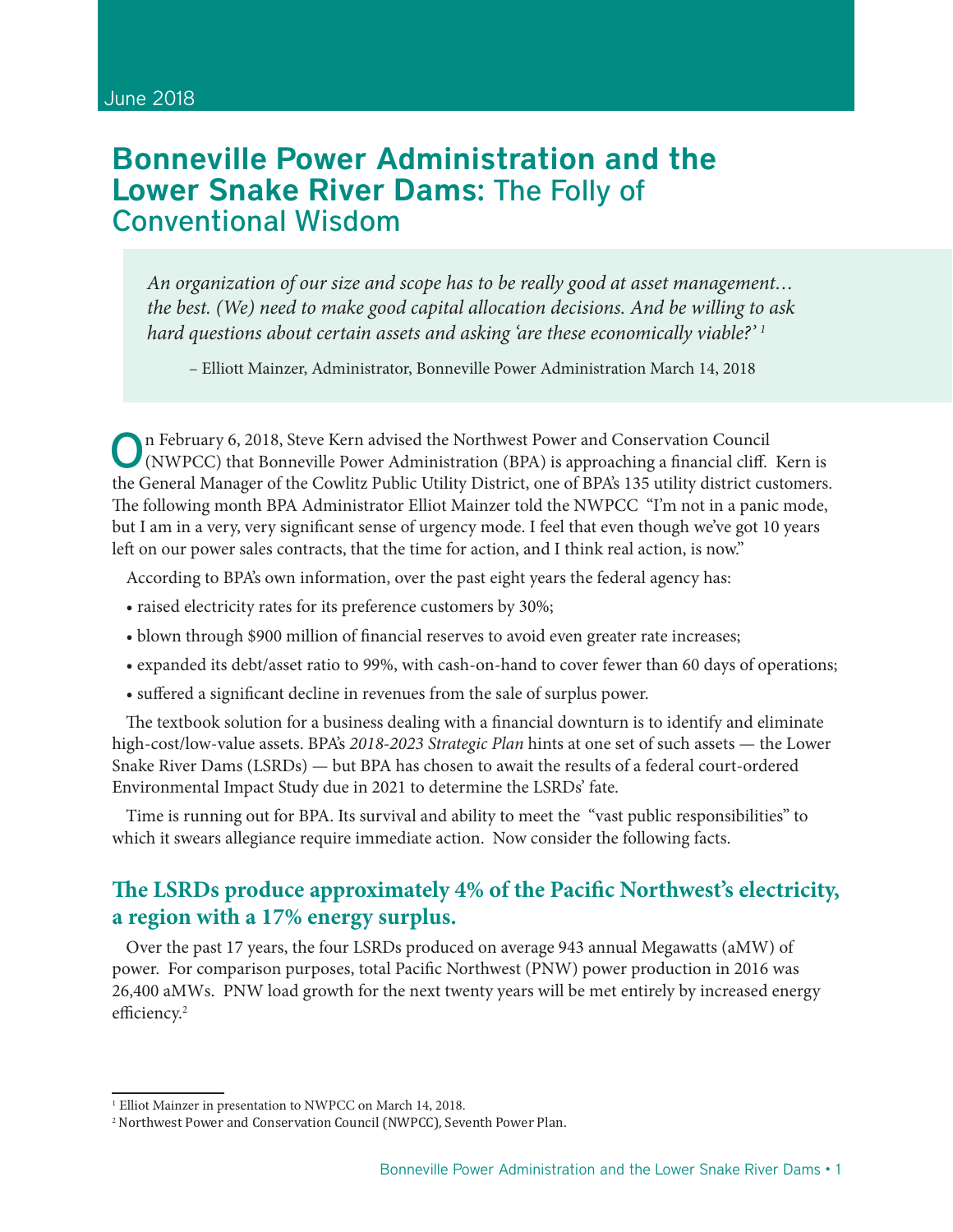June 2018

# Bonneville Power Administration and the Lower Snake River Dams: The Folly of Conventional Wisdom

> *An organization of our size and scope has to be really good at asset management… the best. (We) need to make good capital allocation decisions. And be willing to ask hard questions about certain assets and asking 'are these economically viable?'* [1]
>
> – Elliott Mainzer, Administrator, Bonneville Power Administration March 14, 2018

On February 6, 2018, Steve Kern advised the Northwest Power and Conservation Council (NWPCC) that Bonneville Power Administration (BPA) is approaching a financial cliff. Kern is the General Manager of the Cowlitz Public Utility District, one of BPA's 135 utility district customers. The following month BPA Administrator Elliot Mainzer told the NWPCC "I'm not in a panic mode, but I am in a very, very significant sense of urgency mode. I feel that even though we've got 10 years left on our power sales contracts, that the time for action, and I think real action, is now."

According to BPA's own information, over the past eight years the federal agency has:

- raised electricity rates for its preference customers by 30%;
- blown through $900 million of financial reserves to avoid even greater rate increases;
- expanded its debt/asset ratio to 99%, with cash-on-hand to cover fewer than 60 days of operations;
- suffered a significant decline in revenues from the sale of surplus power.

The textbook solution for a business dealing with a financial downturn is to identify and eliminate high-cost/low-value assets. BPA's *2018-2023 Strategic Plan* hints at one set of such assets — the Lower Snake River Dams (LSRDs) — but BPA has chosen to await the results of a federal court-ordered Environmental Impact Study due in 2021 to determine the LSRDs' fate.

Time is running out for BPA. Its survival and ability to meet the "vast public responsibilities" to which it swears allegiance require immediate action. Now consider the following facts.

## The LSRDs produce approximately 4% of the Pacific Northwest's electricity, a region with a 17% energy surplus.

Over the past 17 years, the four LSRDs produced on average 943 annual Megawatts (aMW) of power. For comparison purposes, total Pacific Northwest (PNW) power production in 2016 was 26,400 aMWs. PNW load growth for the next twenty years will be met entirely by increased energy efficiency.[2]

---

[1] Elliott Mainzer in presentation to NWPCC on March 14, 2018.

[2] Northwest Power and Conservation Council (NWPCC), Seventh Power Plan.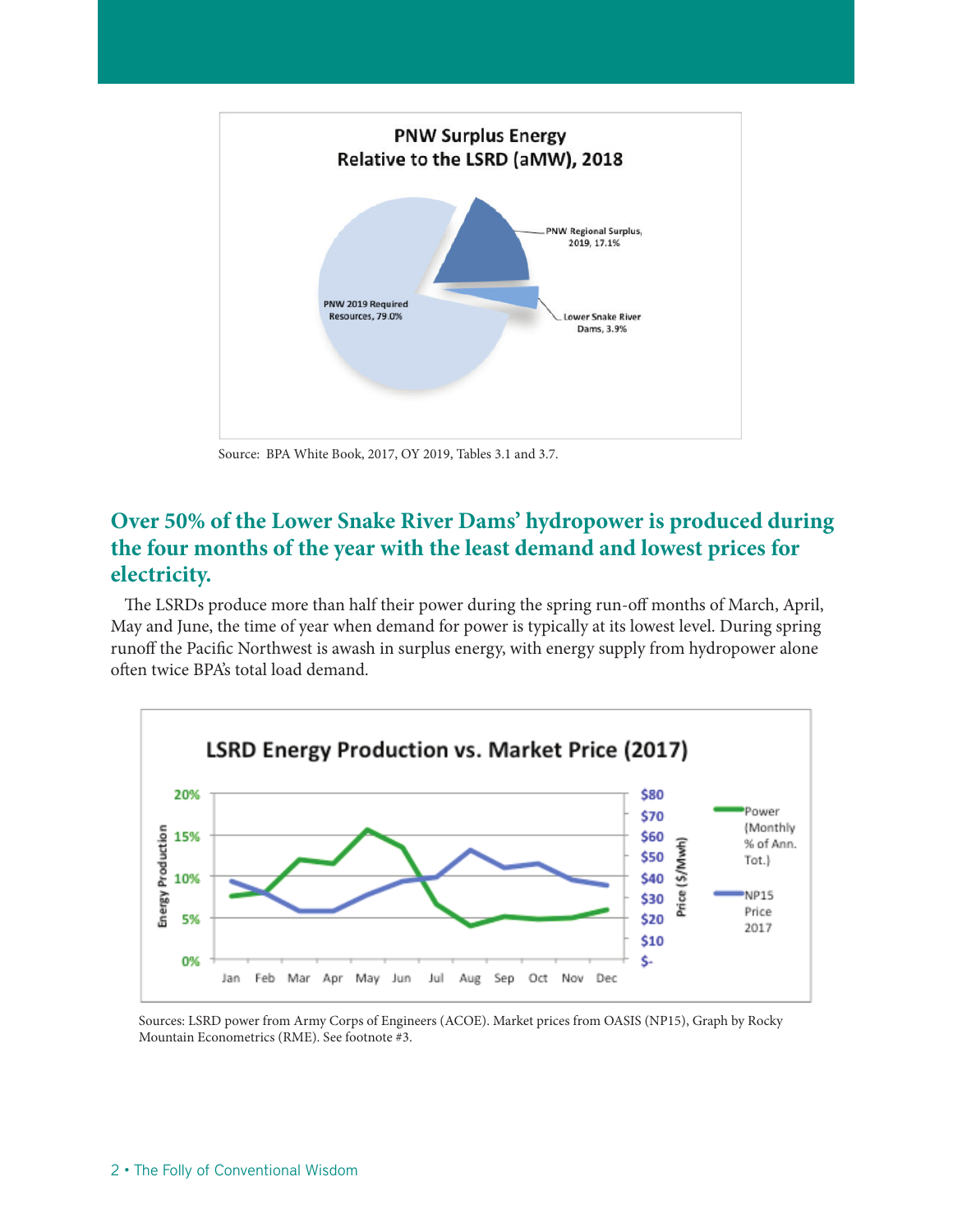**PNW Surplus Energy Relative to the LSRD (aMW), 2018**

PNW Regional Surplus, 2019, 17.1%

Lower Snake River Dams, 3.9%

PNW 2019 Required Resources, 79.0%

Source: BPA White Book, 2017, OY 2019, Tables 3.1 and 3.7.

## Over 50% of the Lower Snake River Dams' hydropower is produced during the four months of the year with the least demand and lowest prices for electricity.

The LSRDs produce more than half their power during the spring run-off months of March, April, May and June, the time of year when demand for power is typically at its lowest level. During spring runoff the Pacific Northwest is awash in surplus energy, with energy supply from hydropower alone often twice BPA's total load demand.

**LSRD Energy Production vs. Market Price (2017)**

Energy Production (0%–20%); Price ($/Mwh) ($-–$80)

Power (Monthly % of Ann. Tot.)

NP15 Price 2017

Jan Feb Mar Apr May Jun Jul Aug Sep Oct Nov Dec

Sources: LSRD power from Army Corps of Engineers (ACOE). Market prices from OASIS (NP15), Graph by Rocky Mountain Econometrics (RME). See footnote #3.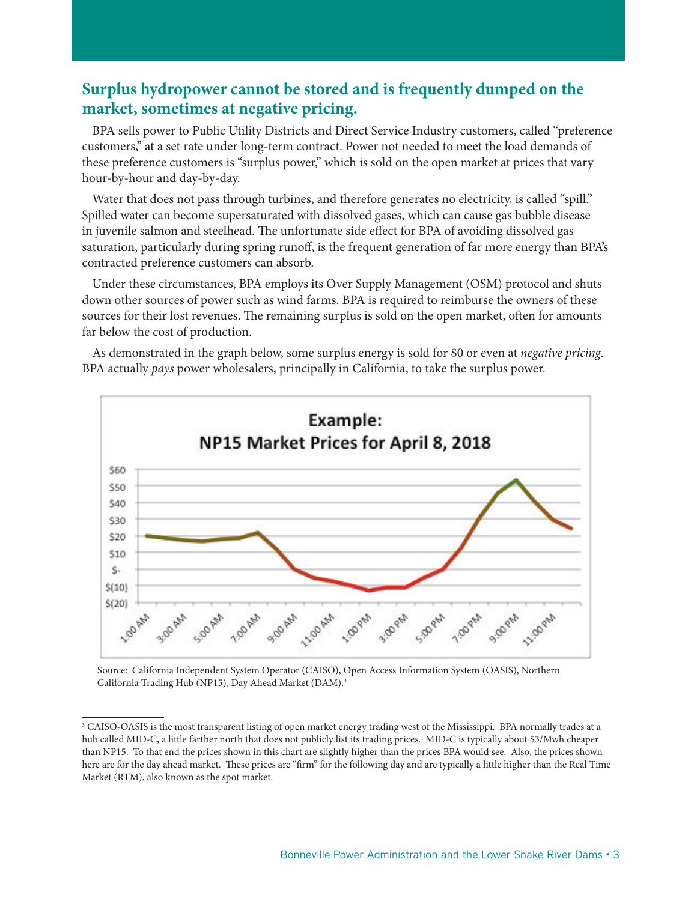## Surplus hydropower cannot be stored and is frequently dumped on the market, sometimes at negative pricing.

BPA sells power to Public Utility Districts and Direct Service Industry customers, called "preference customers," at a set rate under long-term contract. Power not needed to meet the load demands of these preference customers is "surplus power," which is sold on the open market at prices that vary hour-by-hour and day-by-day.

Water that does not pass through turbines, and therefore generates no electricity, is called "spill." Spilled water can become supersaturated with dissolved gases, which can cause gas bubble disease in juvenile salmon and steelhead. The unfortunate side effect for BPA of avoiding dissolved gas saturation, particularly during spring runoff, is the frequent generation of far more energy than BPA's contracted preference customers can absorb.

Under these circumstances, BPA employs its Over Supply Management (OSM) protocol and shuts down other sources of power such as wind farms. BPA is required to reimburse the owners of these sources for their lost revenues. The remaining surplus is sold on the open market, often for amounts far below the cost of production.

As demonstrated in the graph below, some surplus energy is sold for $0 or even at *negative pricing*. BPA actually *pays* power wholesalers, principally in California, to take the surplus power.

**Example: NP15 Market Prices for April 8, 2018**

Source: California Independent System Operator (CAISO), Open Access Information System (OASIS), Northern California Trading Hub (NP15), Day Ahead Market (DAM).[3]

---

[3] CAISO-OASIS is the most transparent listing of open market energy trading west of the Mississippi. BPA normally trades at a hub called MID-C, a little farther north that does not publicly list its trading prices. MID-C is typically about $3/Mwh cheaper than NP15. To that end the prices shown in this chart are slightly higher than the prices BPA would see. Also, the prices shown here are for the day ahead market. These prices are "firm" for the following day and are typically a little higher than the Real Time Market (RTM), also known as the spot market.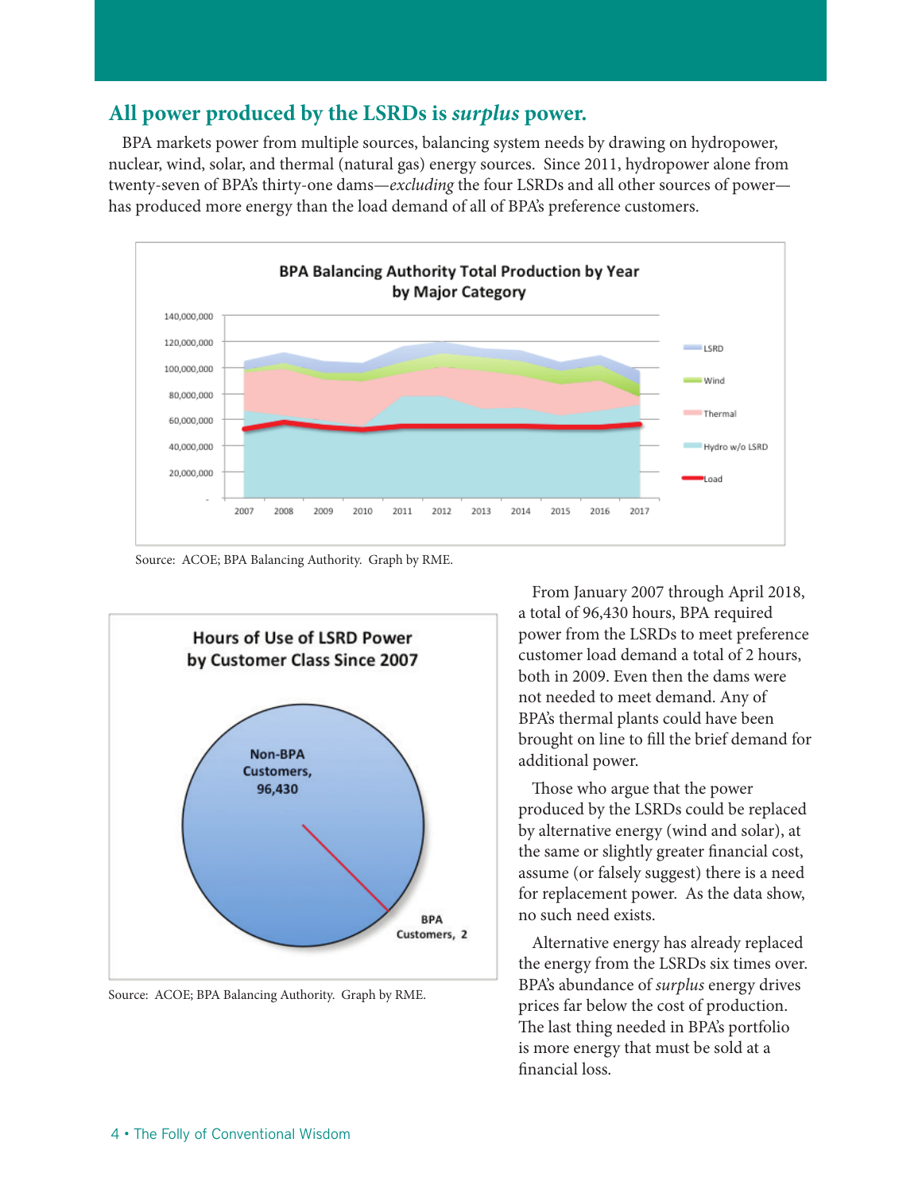## All power produced by the LSRDs is *surplus* power.

BPA markets power from multiple sources, balancing system needs by drawing on hydropower, nuclear, wind, solar, and thermal (natural gas) energy sources. Since 2011, hydropower alone from twenty-seven of BPA's thirty-one dams—*excluding* the four LSRDs and all other sources of power—has produced more energy than the load demand of all of BPA's preference customers.

**BPA Balancing Authority Total Production by Year by Major Category**

Source: ACOE; BPA Balancing Authority. Graph by RME.

**Hours of Use of LSRD Power by Customer Class Since 2007**

Source: ACOE; BPA Balancing Authority. Graph by RME.

From January 2007 through April 2018, a total of 96,430 hours, BPA required power from the LSRDs to meet preference customer load demand a total of 2 hours, both in 2009. Even then the dams were not needed to meet demand. Any of BPA's thermal plants could have been brought on line to fill the brief demand for additional power.

Those who argue that the power produced by the LSRDs could be replaced by alternative energy (wind and solar), at the same or slightly greater financial cost, assume (or falsely suggest) there is a need for replacement power. As the data show, no such need exists.

Alternative energy has already replaced the energy from the LSRDs six times over. BPA's abundance of *surplus* energy drives prices far below the cost of production. The last thing needed in BPA's portfolio is more energy that must be sold at a financial loss.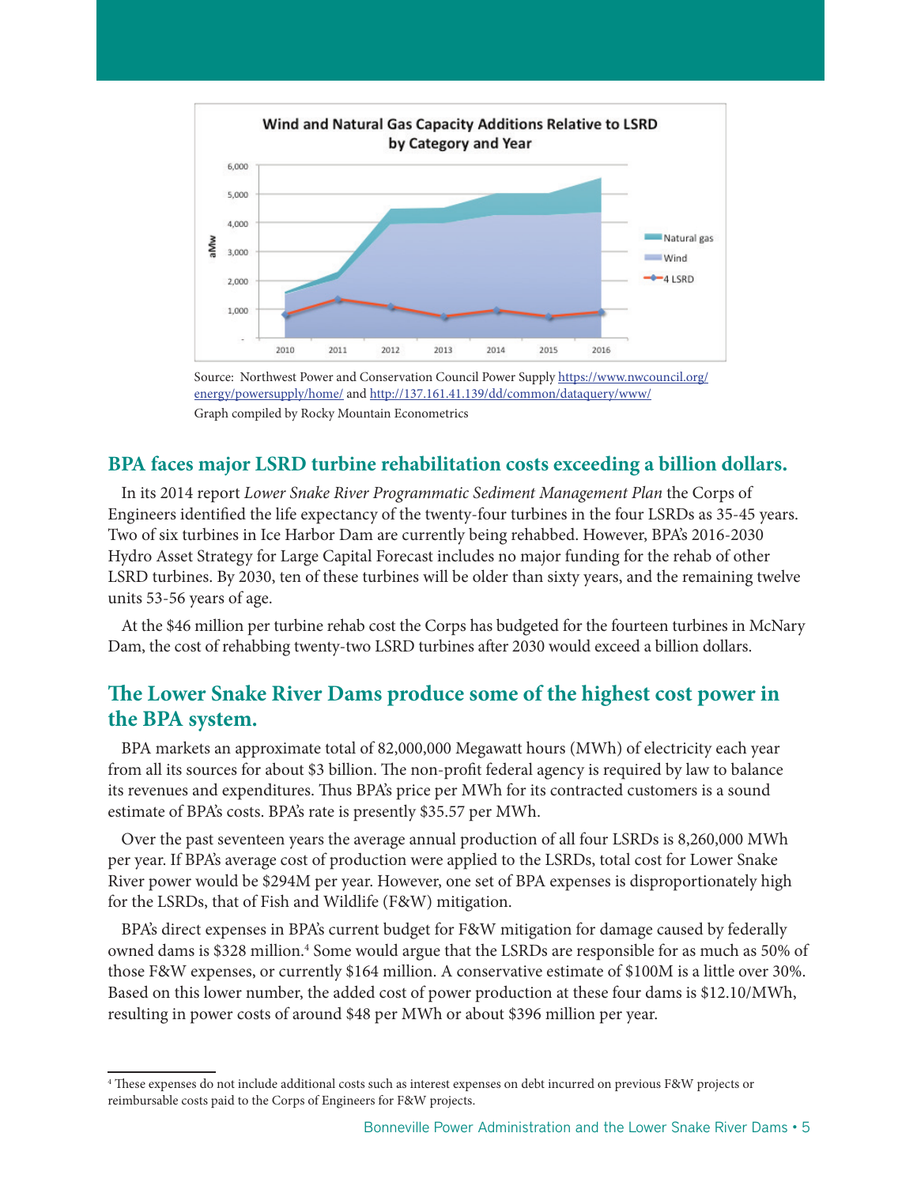**Wind and Natural Gas Capacity Additions Relative to LSRD by Category and Year**

Source: Northwest Power and Conservation Council Power Supply https://www.nwcouncil.org/energy/powersupply/home/ and http://137.161.41.139/dd/common/dataquery/www/
Graph compiled by Rocky Mountain Econometrics

## BPA faces major LSRD turbine rehabilitation costs exceeding a billion dollars.

In its 2014 report *Lower Snake River Programmatic Sediment Management Plan* the Corps of Engineers identified the life expectancy of the twenty-four turbines in the four LSRDs as 35-45 years. Two of six turbines in Ice Harbor Dam are currently being rehabbed. However, BPA's 2016-2030 Hydro Asset Strategy for Large Capital Forecast includes no major funding for the rehab of other LSRD turbines. By 2030, ten of these turbines will be older than sixty years, and the remaining twelve units 53-56 years of age.

At the $46 million per turbine rehab cost the Corps has budgeted for the fourteen turbines in McNary Dam, the cost of rehabbing twenty-two LSRD turbines after 2030 would exceed a billion dollars.

## The Lower Snake River Dams produce some of the highest cost power in the BPA system.

BPA markets an approximate total of 82,000,000 Megawatt hours (MWh) of electricity each year from all its sources for about $3 billion. The non-profit federal agency is required by law to balance its revenues and expenditures. Thus BPA's price per MWh for its contracted customers is a sound estimate of BPA's costs. BPA's rate is presently $35.57 per MWh.

Over the past seventeen years the average annual production of all four LSRDs is 8,260,000 MWh per year. If BPA's average cost of production were applied to the LSRDs, total cost for Lower Snake River power would be $294M per year. However, one set of BPA expenses is disproportionately high for the LSRDs, that of Fish and Wildlife (F&W) mitigation.

BPA's direct expenses in BPA's current budget for F&W mitigation for damage caused by federally owned dams is $328 million.[4] Some would argue that the LSRDs are responsible for as much as 50% of those F&W expenses, or currently $164 million. A conservative estimate of $100M is a little over 30%. Based on this lower number, the added cost of power production at these four dams is $12.10/MWh, resulting in power costs of around $48 per MWh or about $396 million per year.

[4] These expenses do not include additional costs such as interest expenses on debt incurred on previous F&W projects or reimbursable costs paid to the Corps of Engineers for F&W projects.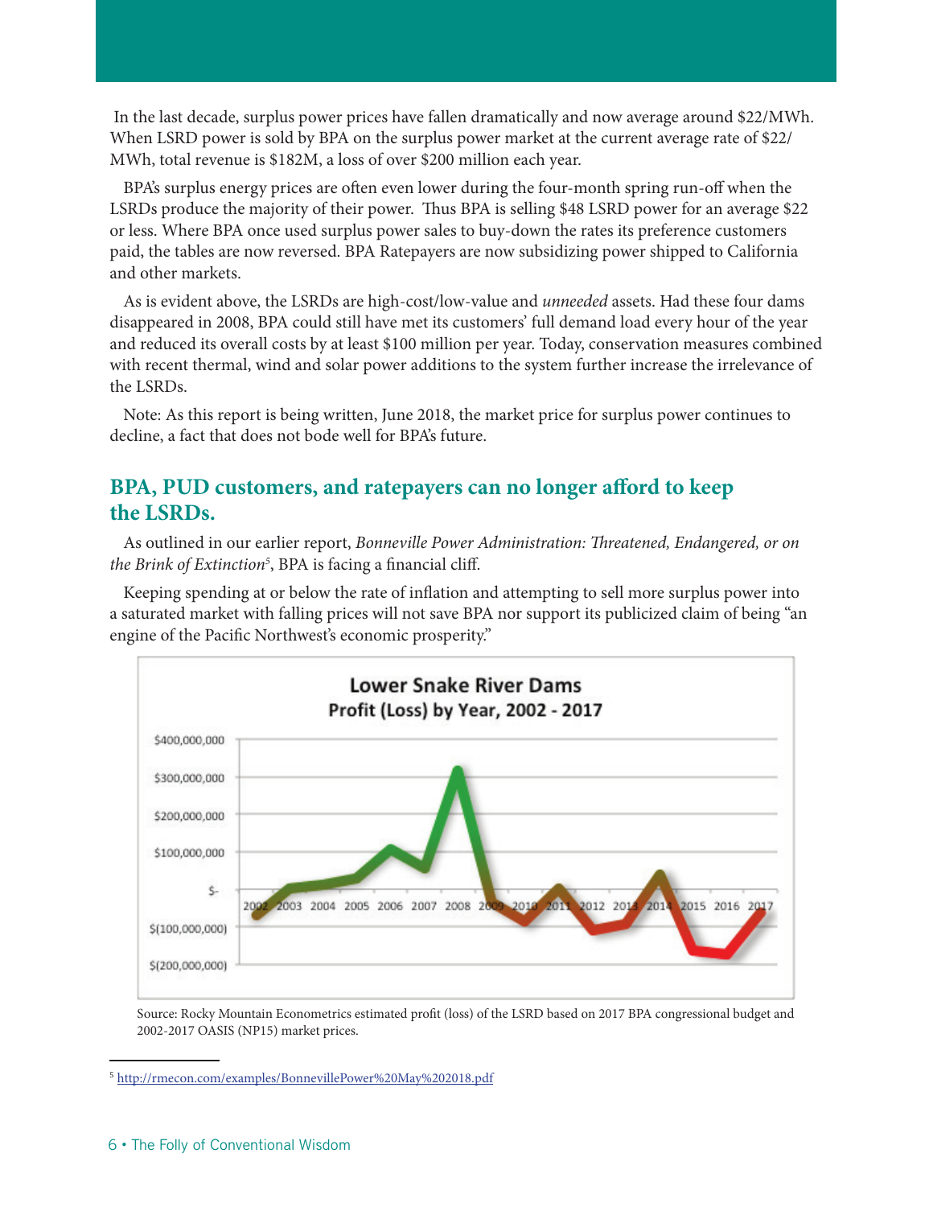In the last decade, surplus power prices have fallen dramatically and now average around $22/MWh. When LSRD power is sold by BPA on the surplus power market at the current average rate of $22/MWh, total revenue is $182M, a loss of over $200 million each year.

BPA's surplus energy prices are often even lower during the four-month spring run-off when the LSRDs produce the majority of their power. Thus BPA is selling $48 LSRD power for an average $22 or less. Where BPA once used surplus power sales to buy-down the rates its preference customers paid, the tables are now reversed. BPA Ratepayers are now subsidizing power shipped to California and other markets.

As is evident above, the LSRDs are high-cost/low-value and *unneeded* assets. Had these four dams disappeared in 2008, BPA could still have met its customers' full demand load every hour of the year and reduced its overall costs by at least $100 million per year. Today, conservation measures combined with recent thermal, wind and solar power additions to the system further increase the irrelevance of the LSRDs.

Note: As this report is being written, June 2018, the market price for surplus power continues to decline, a fact that does not bode well for BPA's future.

## BPA, PUD customers, and ratepayers can no longer afford to keep the LSRDs.

As outlined in our earlier report, *Bonneville Power Administration: Threatened, Endangered, or on the Brink of Extinction*[5], BPA is facing a financial cliff.

Keeping spending at or below the rate of inflation and attempting to sell more surplus power into a saturated market with falling prices will not save BPA nor support its publicized claim of being "an engine of the Pacific Northwest's economic prosperity."

**Lower Snake River Dams**
**Profit (Loss) by Year, 2002 - 2017**

Source: Rocky Mountain Econometrics estimated profit (loss) of the LSRD based on 2017 BPA congressional budget and 2002-2017 OASIS (NP15) market prices.

[5] http://rmecon.com/examples/BonnevillePower%20May%202018.pdf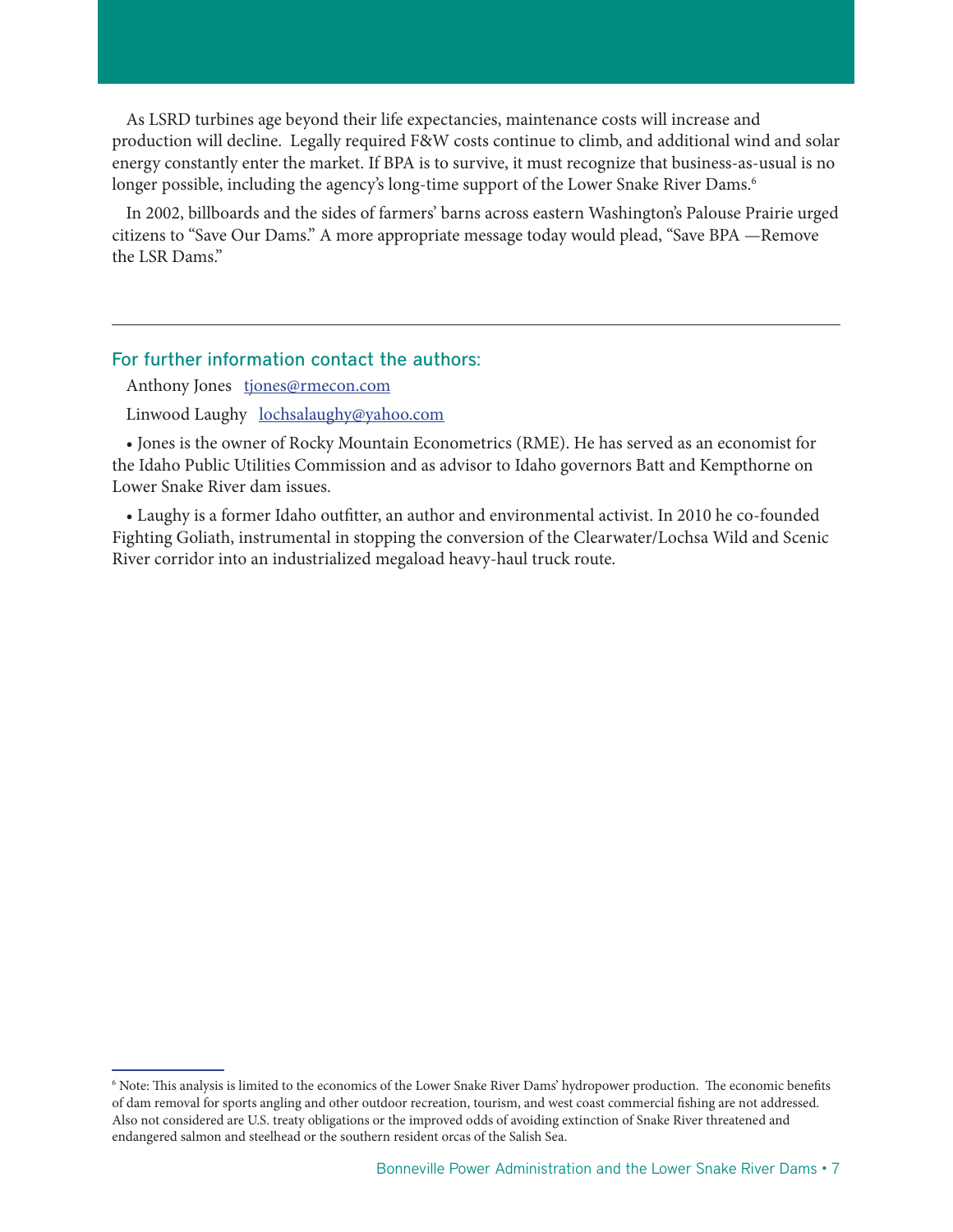As LSRD turbines age beyond their life expectancies, maintenance costs will increase and production will decline. Legally required F&W costs continue to climb, and additional wind and solar energy constantly enter the market. If BPA is to survive, it must recognize that business-as-usual is no longer possible, including the agency's long-time support of the Lower Snake River Dams.[6]

In 2002, billboards and the sides of farmers' barns across eastern Washington's Palouse Prairie urged citizens to "Save Our Dams." A more appropriate message today would plead, "Save BPA —Remove the LSR Dams."

---

## For further information contact the authors:

Anthony Jones   tjones@rmecon.com

Linwood Laughy   lochsalaughy@yahoo.com

• Jones is the owner of Rocky Mountain Econometrics (RME). He has served as an economist for the Idaho Public Utilities Commission and as advisor to Idaho governors Batt and Kempthorne on Lower Snake River dam issues.

• Laughy is a former Idaho outfitter, an author and environmental activist. In 2010 he co-founded Fighting Goliath, instrumental in stopping the conversion of the Clearwater/Lochsa Wild and Scenic River corridor into an industrialized megaload heavy-haul truck route.

---

[6] Note: This analysis is limited to the economics of the Lower Snake River Dams' hydropower production. The economic benefits of dam removal for sports angling and other outdoor recreation, tourism, and west coast commercial fishing are not addressed. Also not considered are U.S. treaty obligations or the improved odds of avoiding extinction of Snake River threatened and endangered salmon and steelhead or the southern resident orcas of the Salish Sea.